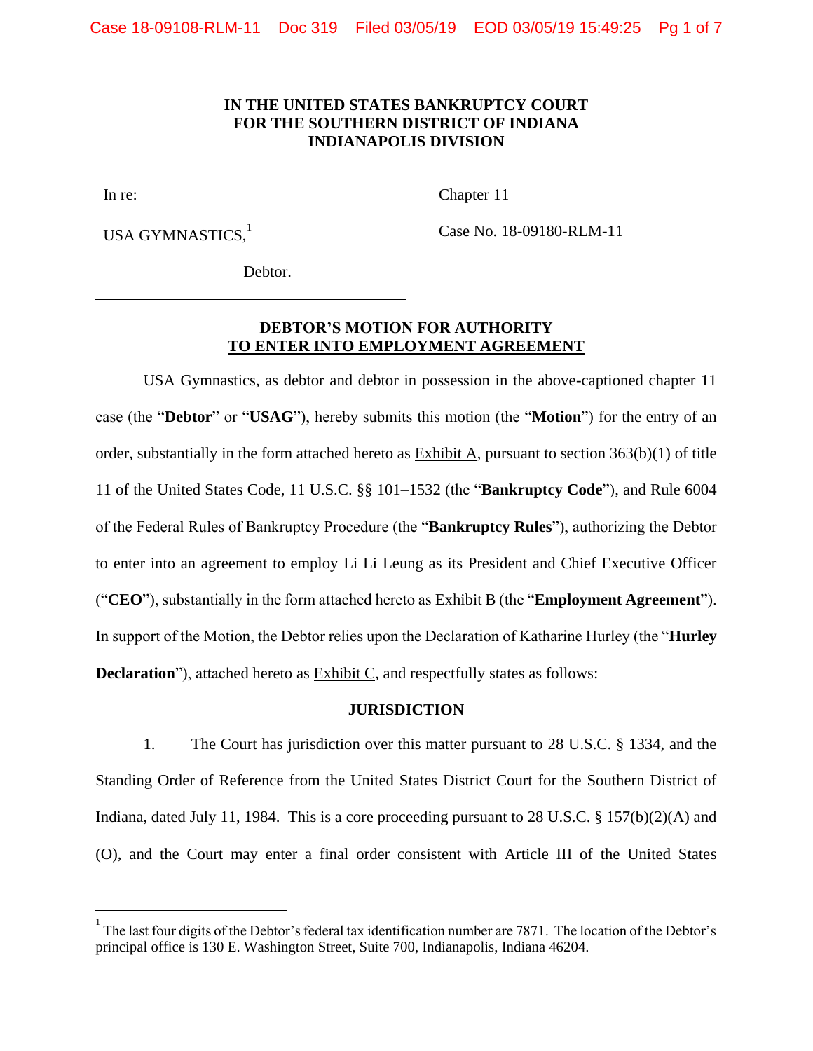**IN THE UNITED STATES BANKRUPTCY COURT**
**FOR THE SOUTHERN DISTRICT OF INDIANA**
**INDIANAPOLIS DIVISION**

| | |
|---|---|
| In re: | Chapter 11 |
| USA GYMNASTICS,[1] | Case No. 18-09180-RLM-11 |
| Debtor. | |

**DEBTOR'S MOTION FOR AUTHORITY**
**TO ENTER INTO EMPLOYMENT AGREEMENT**

USA Gymnastics, as debtor and debtor in possession in the above-captioned chapter 11 case (the "**Debtor**" or "**USAG**"), hereby submits this motion (the "**Motion**") for the entry of an order, substantially in the form attached hereto as Exhibit A, pursuant to section 363(b)(1) of title 11 of the United States Code, 11 U.S.C. §§ 101–1532 (the "**Bankruptcy Code**"), and Rule 6004 of the Federal Rules of Bankruptcy Procedure (the "**Bankruptcy Rules**"), authorizing the Debtor to enter into an agreement to employ Li Li Leung as its President and Chief Executive Officer ("**CEO**"), substantially in the form attached hereto as Exhibit B (the "**Employment Agreement**"). In support of the Motion, the Debtor relies upon the Declaration of Katharine Hurley (the "**Hurley Declaration**"), attached hereto as Exhibit C, and respectfully states as follows:

**JURISDICTION**

1. The Court has jurisdiction over this matter pursuant to 28 U.S.C. § 1334, and the Standing Order of Reference from the United States District Court for the Southern District of Indiana, dated July 11, 1984. This is a core proceeding pursuant to 28 U.S.C. § 157(b)(2)(A) and (O), and the Court may enter a final order consistent with Article III of the United States

[1] The last four digits of the Debtor's federal tax identification number are 7871. The location of the Debtor's principal office is 130 E. Washington Street, Suite 700, Indianapolis, Indiana 46204.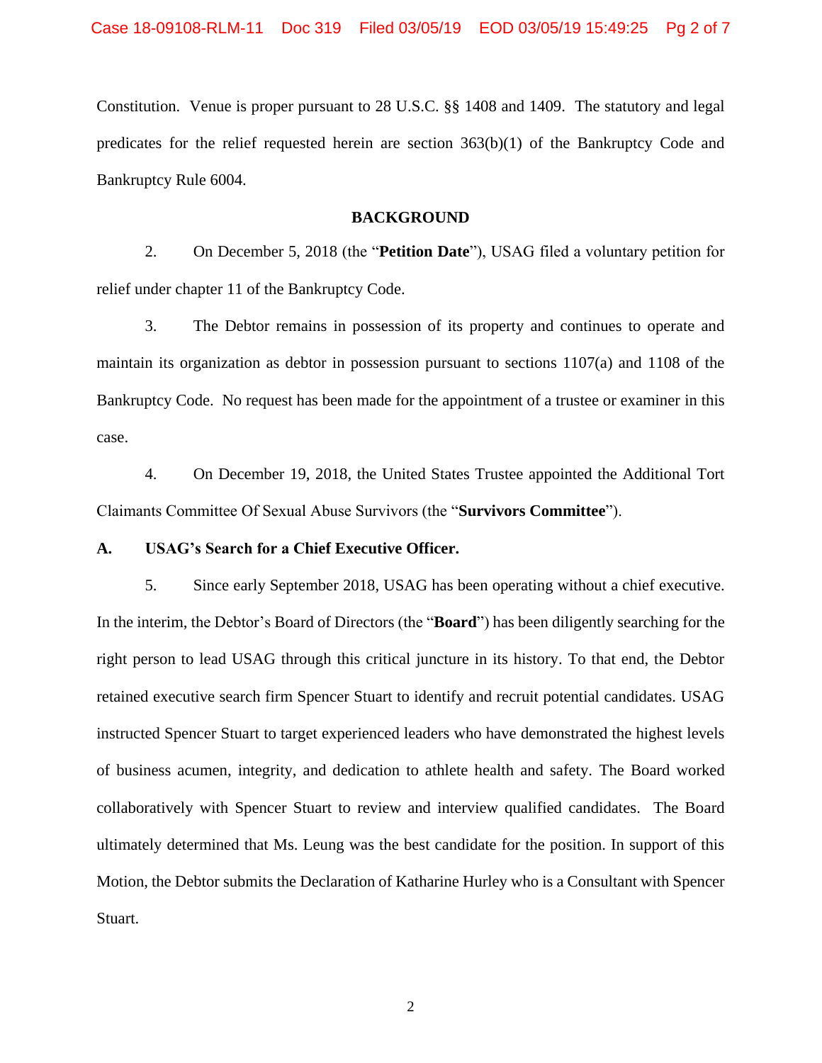Constitution. Venue is proper pursuant to 28 U.S.C. §§ 1408 and 1409. The statutory and legal predicates for the relief requested herein are section 363(b)(1) of the Bankruptcy Code and Bankruptcy Rule 6004.

## BACKGROUND

2. On December 5, 2018 (the "**Petition Date**"), USAG filed a voluntary petition for relief under chapter 11 of the Bankruptcy Code.

3. The Debtor remains in possession of its property and continues to operate and maintain its organization as debtor in possession pursuant to sections 1107(a) and 1108 of the Bankruptcy Code. No request has been made for the appointment of a trustee or examiner in this case.

4. On December 19, 2018, the United States Trustee appointed the Additional Tort Claimants Committee Of Sexual Abuse Survivors (the "**Survivors Committee**").

### A. USAG's Search for a Chief Executive Officer.

5. Since early September 2018, USAG has been operating without a chief executive. In the interim, the Debtor's Board of Directors (the "**Board**") has been diligently searching for the right person to lead USAG through this critical juncture in its history. To that end, the Debtor retained executive search firm Spencer Stuart to identify and recruit potential candidates. USAG instructed Spencer Stuart to target experienced leaders who have demonstrated the highest levels of business acumen, integrity, and dedication to athlete health and safety. The Board worked collaboratively with Spencer Stuart to review and interview qualified candidates. The Board ultimately determined that Ms. Leung was the best candidate for the position. In support of this Motion, the Debtor submits the Declaration of Katharine Hurley who is a Consultant with Spencer Stuart.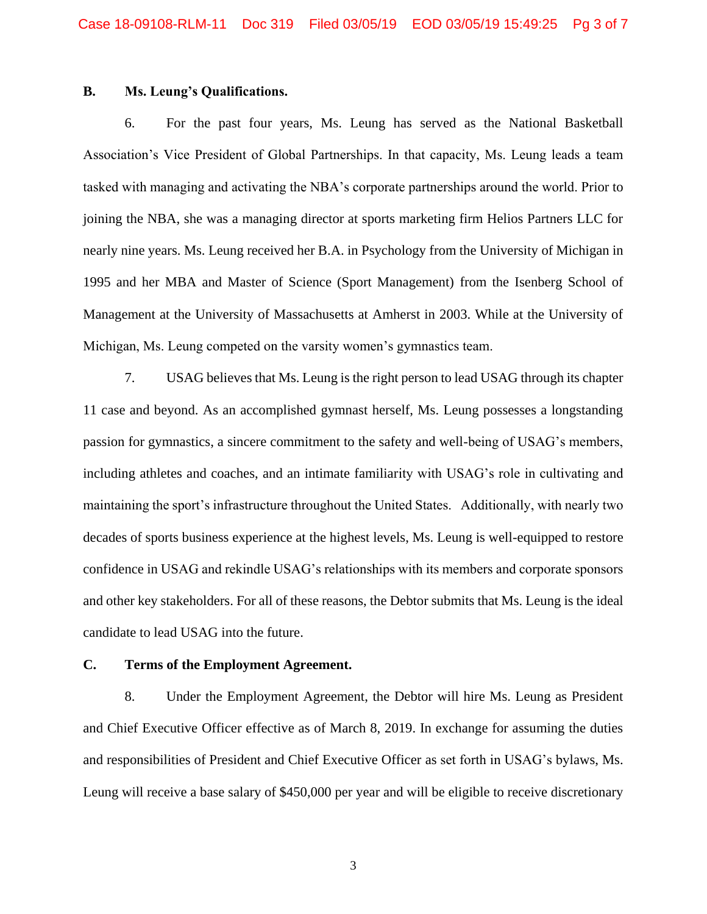### B. Ms. Leung's Qualifications.

6. For the past four years, Ms. Leung has served as the National Basketball Association's Vice President of Global Partnerships. In that capacity, Ms. Leung leads a team tasked with managing and activating the NBA's corporate partnerships around the world. Prior to joining the NBA, she was a managing director at sports marketing firm Helios Partners LLC for nearly nine years. Ms. Leung received her B.A. in Psychology from the University of Michigan in 1995 and her MBA and Master of Science (Sport Management) from the Isenberg School of Management at the University of Massachusetts at Amherst in 2003. While at the University of Michigan, Ms. Leung competed on the varsity women's gymnastics team.

7. USAG believes that Ms. Leung is the right person to lead USAG through its chapter 11 case and beyond. As an accomplished gymnast herself, Ms. Leung possesses a longstanding passion for gymnastics, a sincere commitment to the safety and well-being of USAG's members, including athletes and coaches, and an intimate familiarity with USAG's role in cultivating and maintaining the sport's infrastructure throughout the United States. Additionally, with nearly two decades of sports business experience at the highest levels, Ms. Leung is well-equipped to restore confidence in USAG and rekindle USAG's relationships with its members and corporate sponsors and other key stakeholders. For all of these reasons, the Debtor submits that Ms. Leung is the ideal candidate to lead USAG into the future.

### C. Terms of the Employment Agreement.

8. Under the Employment Agreement, the Debtor will hire Ms. Leung as President and Chief Executive Officer effective as of March 8, 2019. In exchange for assuming the duties and responsibilities of President and Chief Executive Officer as set forth in USAG's bylaws, Ms. Leung will receive a base salary of $450,000 per year and will be eligible to receive discretionary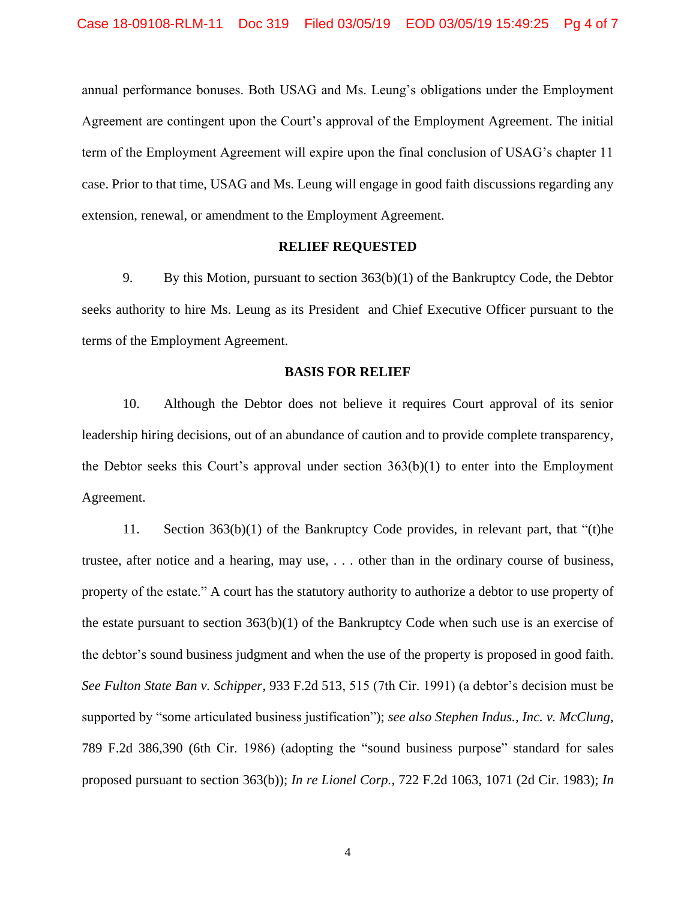annual performance bonuses. Both USAG and Ms. Leung's obligations under the Employment Agreement are contingent upon the Court's approval of the Employment Agreement. The initial term of the Employment Agreement will expire upon the final conclusion of USAG's chapter 11 case. Prior to that time, USAG and Ms. Leung will engage in good faith discussions regarding any extension, renewal, or amendment to the Employment Agreement.

**RELIEF REQUESTED**

9. By this Motion, pursuant to section 363(b)(1) of the Bankruptcy Code, the Debtor seeks authority to hire Ms. Leung as its President and Chief Executive Officer pursuant to the terms of the Employment Agreement.

**BASIS FOR RELIEF**

10. Although the Debtor does not believe it requires Court approval of its senior leadership hiring decisions, out of an abundance of caution and to provide complete transparency, the Debtor seeks this Court's approval under section 363(b)(1) to enter into the Employment Agreement.

11. Section 363(b)(1) of the Bankruptcy Code provides, in relevant part, that "(t)he trustee, after notice and a hearing, may use, . . . other than in the ordinary course of business, property of the estate." A court has the statutory authority to authorize a debtor to use property of the estate pursuant to section 363(b)(1) of the Bankruptcy Code when such use is an exercise of the debtor's sound business judgment and when the use of the property is proposed in good faith. *See Fulton State Ban v. Schipper*, 933 F.2d 513, 515 (7th Cir. 1991) (a debtor's decision must be supported by "some articulated business justification"); *see also Stephen Indus., Inc. v. McClung*, 789 F.2d 386,390 (6th Cir. 1986) (adopting the "sound business purpose" standard for sales proposed pursuant to section 363(b)); *In re Lionel Corp.*, 722 F.2d 1063, 1071 (2d Cir. 1983); *In*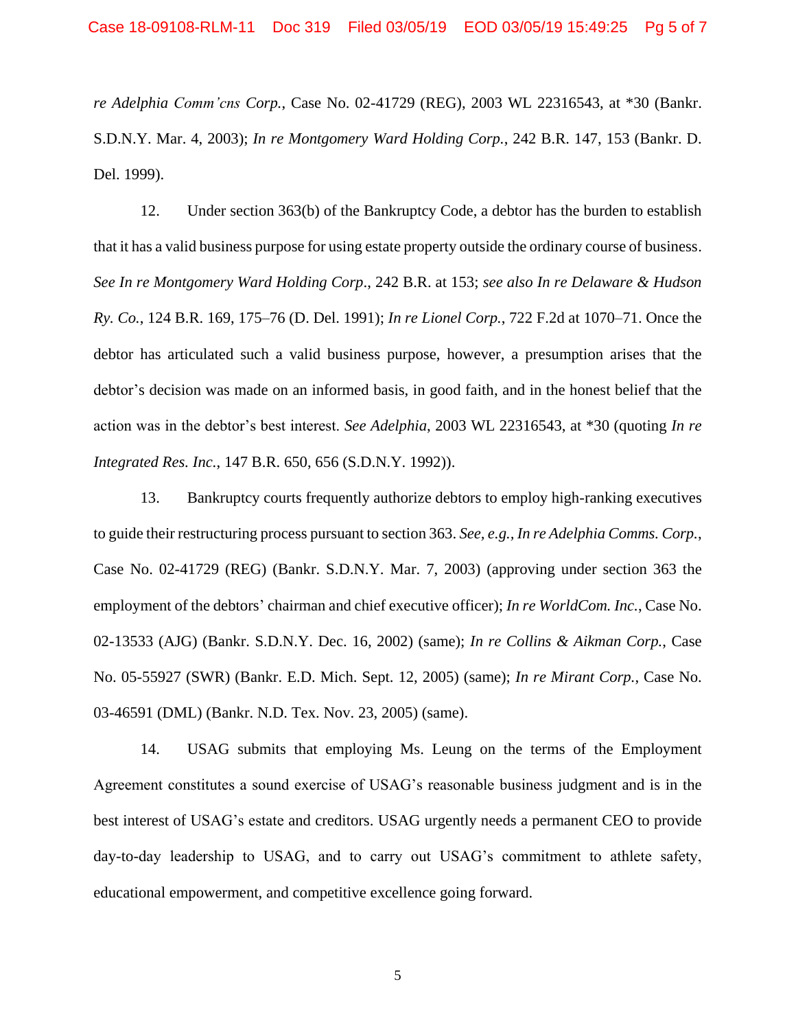*re Adelphia Comm'cns Corp.*, Case No. 02-41729 (REG), 2003 WL 22316543, at *30 (Bankr. S.D.N.Y. Mar. 4, 2003); *In re Montgomery Ward Holding Corp.*, 242 B.R. 147, 153 (Bankr. D. Del. 1999).

12. Under section 363(b) of the Bankruptcy Code, a debtor has the burden to establish that it has a valid business purpose for using estate property outside the ordinary course of business. *See In re Montgomery Ward Holding Corp*., 242 B.R. at 153; *see also In re Delaware & Hudson Ry. Co.*, 124 B.R. 169, 175–76 (D. Del. 1991); *In re Lionel Corp.*, 722 F.2d at 1070–71. Once the debtor has articulated such a valid business purpose, however, a presumption arises that the debtor's decision was made on an informed basis, in good faith, and in the honest belief that the action was in the debtor's best interest. *See Adelphia*, 2003 WL 22316543, at *30 (quoting *In re Integrated Res. Inc.*, 147 B.R. 650, 656 (S.D.N.Y. 1992)).

13. Bankruptcy courts frequently authorize debtors to employ high-ranking executives to guide their restructuring process pursuant to section 363. *See, e.g.*, *In re Adelphia Comms. Corp.*, Case No. 02-41729 (REG) (Bankr. S.D.N.Y. Mar. 7, 2003) (approving under section 363 the employment of the debtors' chairman and chief executive officer); *In re WorldCom. Inc.*, Case No. 02-13533 (AJG) (Bankr. S.D.N.Y. Dec. 16, 2002) (same); *In re Collins & Aikman Corp.*, Case No. 05-55927 (SWR) (Bankr. E.D. Mich. Sept. 12, 2005) (same); *In re Mirant Corp.*, Case No. 03-46591 (DML) (Bankr. N.D. Tex. Nov. 23, 2005) (same).

14. USAG submits that employing Ms. Leung on the terms of the Employment Agreement constitutes a sound exercise of USAG's reasonable business judgment and is in the best interest of USAG's estate and creditors. USAG urgently needs a permanent CEO to provide day-to-day leadership to USAG, and to carry out USAG's commitment to athlete safety, educational empowerment, and competitive excellence going forward.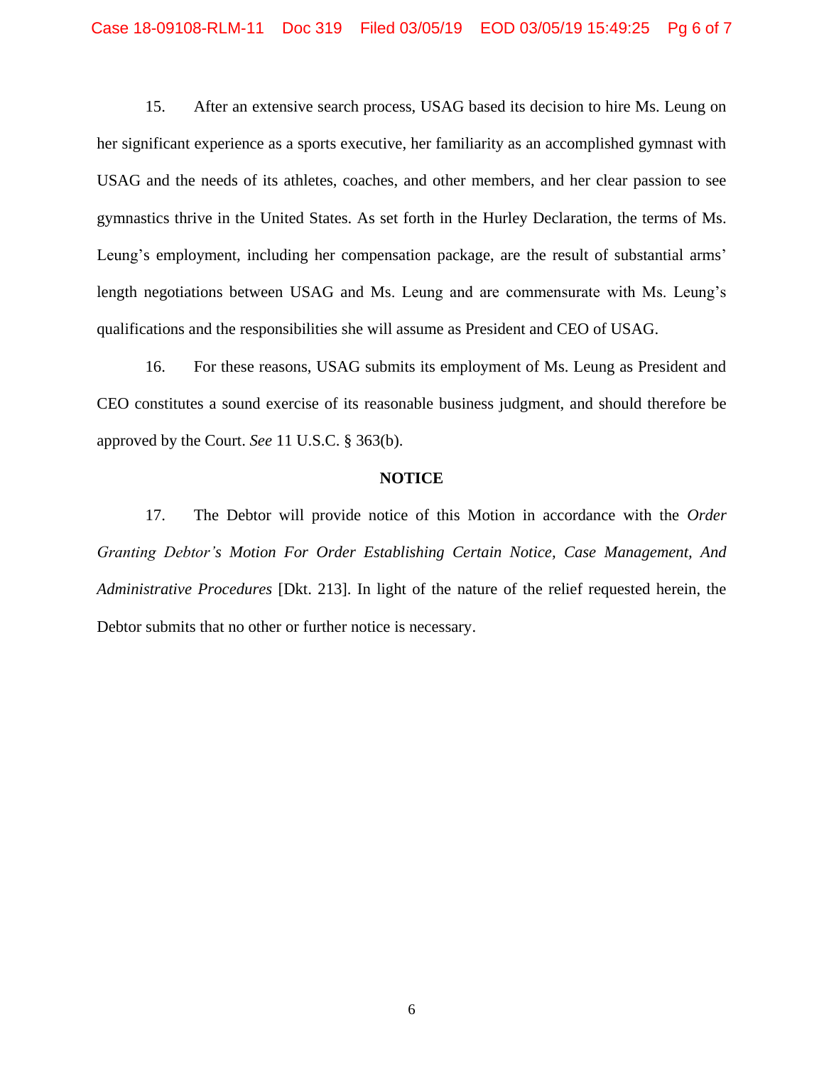15. After an extensive search process, USAG based its decision to hire Ms. Leung on her significant experience as a sports executive, her familiarity as an accomplished gymnast with USAG and the needs of its athletes, coaches, and other members, and her clear passion to see gymnastics thrive in the United States. As set forth in the Hurley Declaration, the terms of Ms. Leung's employment, including her compensation package, are the result of substantial arms' length negotiations between USAG and Ms. Leung and are commensurate with Ms. Leung's qualifications and the responsibilities she will assume as President and CEO of USAG.

16. For these reasons, USAG submits its employment of Ms. Leung as President and CEO constitutes a sound exercise of its reasonable business judgment, and should therefore be approved by the Court. *See* 11 U.S.C. § 363(b).

**NOTICE**

17. The Debtor will provide notice of this Motion in accordance with the *Order Granting Debtor's Motion For Order Establishing Certain Notice, Case Management, And Administrative Procedures* [Dkt. 213]. In light of the nature of the relief requested herein, the Debtor submits that no other or further notice is necessary.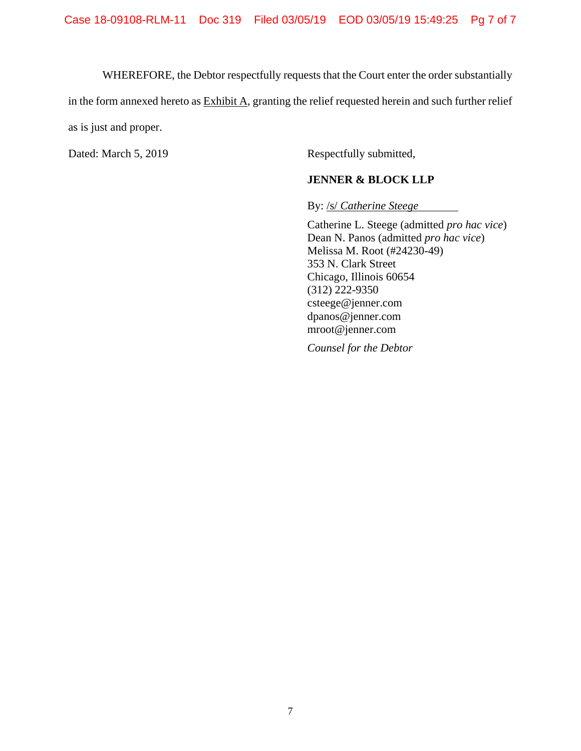WHEREFORE, the Debtor respectfully requests that the Court enter the order substantially in the form annexed hereto as Exhibit A, granting the relief requested herein and such further relief as is just and proper.

Dated: March 5, 2019

Respectfully submitted,

**JENNER & BLOCK LLP**

By: /s/ *Catherine Steege*

Catherine L. Steege (admitted *pro hac vice*)
Dean N. Panos (admitted *pro hac vice*)
Melissa M. Root (#24230-49)
353 N. Clark Street
Chicago, Illinois 60654
(312) 222-9350
csteege@jenner.com
dpanos@jenner.com
mroot@jenner.com

*Counsel for the Debtor*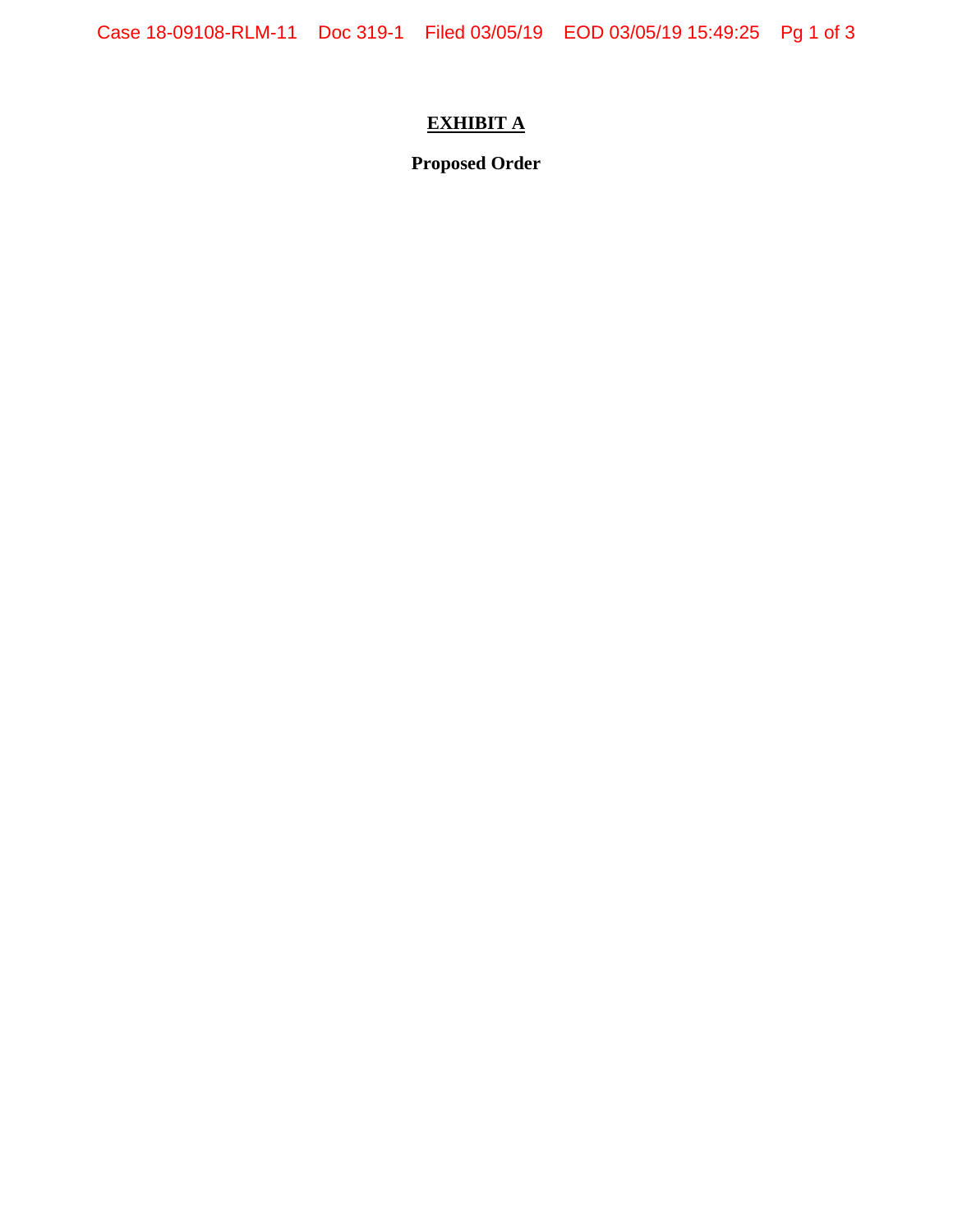# **EXHIBIT A**

**Proposed Order**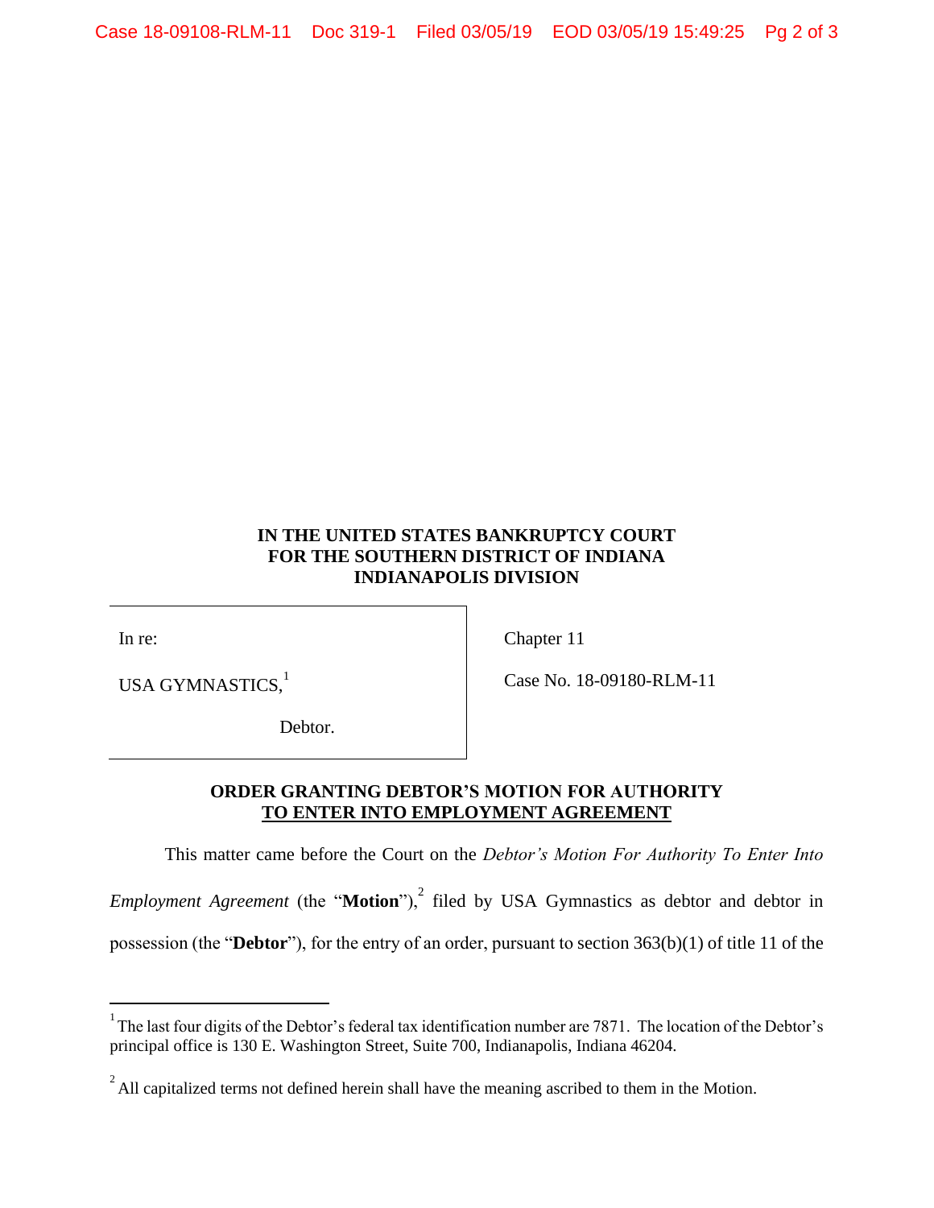**IN THE UNITED STATES BANKRUPTCY COURT**
**FOR THE SOUTHERN DISTRICT OF INDIANA**
**INDIANAPOLIS DIVISION**

| | |
|---|---|
| In re: | Chapter 11 |
| USA GYMNASTICS,[1] | Case No. 18-09180-RLM-11 |
| Debtor. | |

**ORDER GRANTING DEBTOR'S MOTION FOR AUTHORITY TO ENTER INTO EMPLOYMENT AGREEMENT**

This matter came before the Court on the *Debtor's Motion For Authority To Enter Into Employment Agreement* (the "**Motion**"),[2] filed by USA Gymnastics as debtor and debtor in possession (the "**Debtor**"), for the entry of an order, pursuant to section 363(b)(1) of title 11 of the

---

[1] The last four digits of the Debtor's federal tax identification number are 7871. The location of the Debtor's principal office is 130 E. Washington Street, Suite 700, Indianapolis, Indiana 46204.

[2] All capitalized terms not defined herein shall have the meaning ascribed to them in the Motion.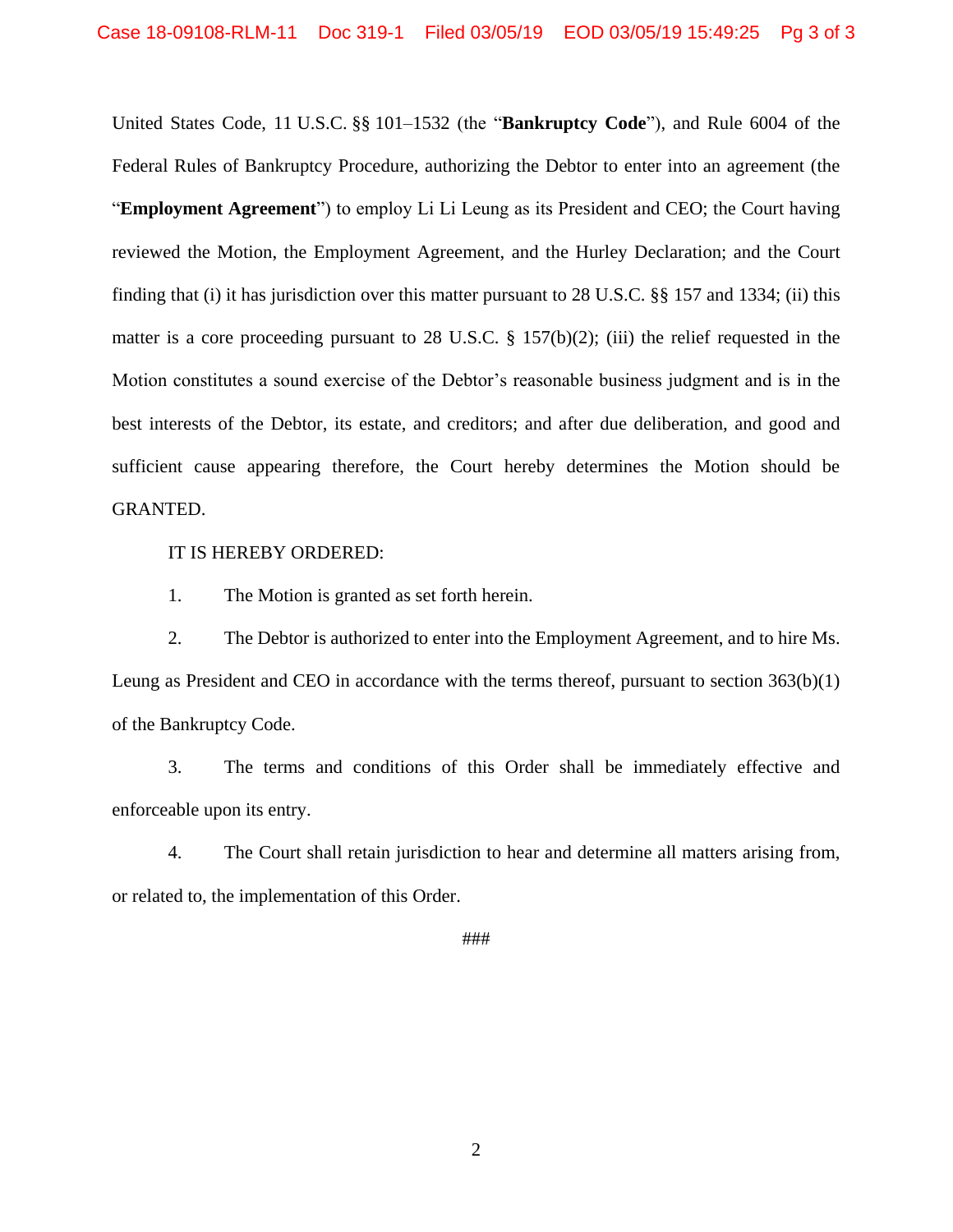United States Code, 11 U.S.C. §§ 101–1532 (the "**Bankruptcy Code**"), and Rule 6004 of the Federal Rules of Bankruptcy Procedure, authorizing the Debtor to enter into an agreement (the "**Employment Agreement**") to employ Li Li Leung as its President and CEO; the Court having reviewed the Motion, the Employment Agreement, and the Hurley Declaration; and the Court finding that (i) it has jurisdiction over this matter pursuant to 28 U.S.C. §§ 157 and 1334; (ii) this matter is a core proceeding pursuant to 28 U.S.C. § 157(b)(2); (iii) the relief requested in the Motion constitutes a sound exercise of the Debtor's reasonable business judgment and is in the best interests of the Debtor, its estate, and creditors; and after due deliberation, and good and sufficient cause appearing therefore, the Court hereby determines the Motion should be GRANTED.

IT IS HEREBY ORDERED:

1. The Motion is granted as set forth herein.

2. The Debtor is authorized to enter into the Employment Agreement, and to hire Ms. Leung as President and CEO in accordance with the terms thereof, pursuant to section 363(b)(1) of the Bankruptcy Code.

3. The terms and conditions of this Order shall be immediately effective and enforceable upon its entry.

4. The Court shall retain jurisdiction to hear and determine all matters arising from, or related to, the implementation of this Order.

###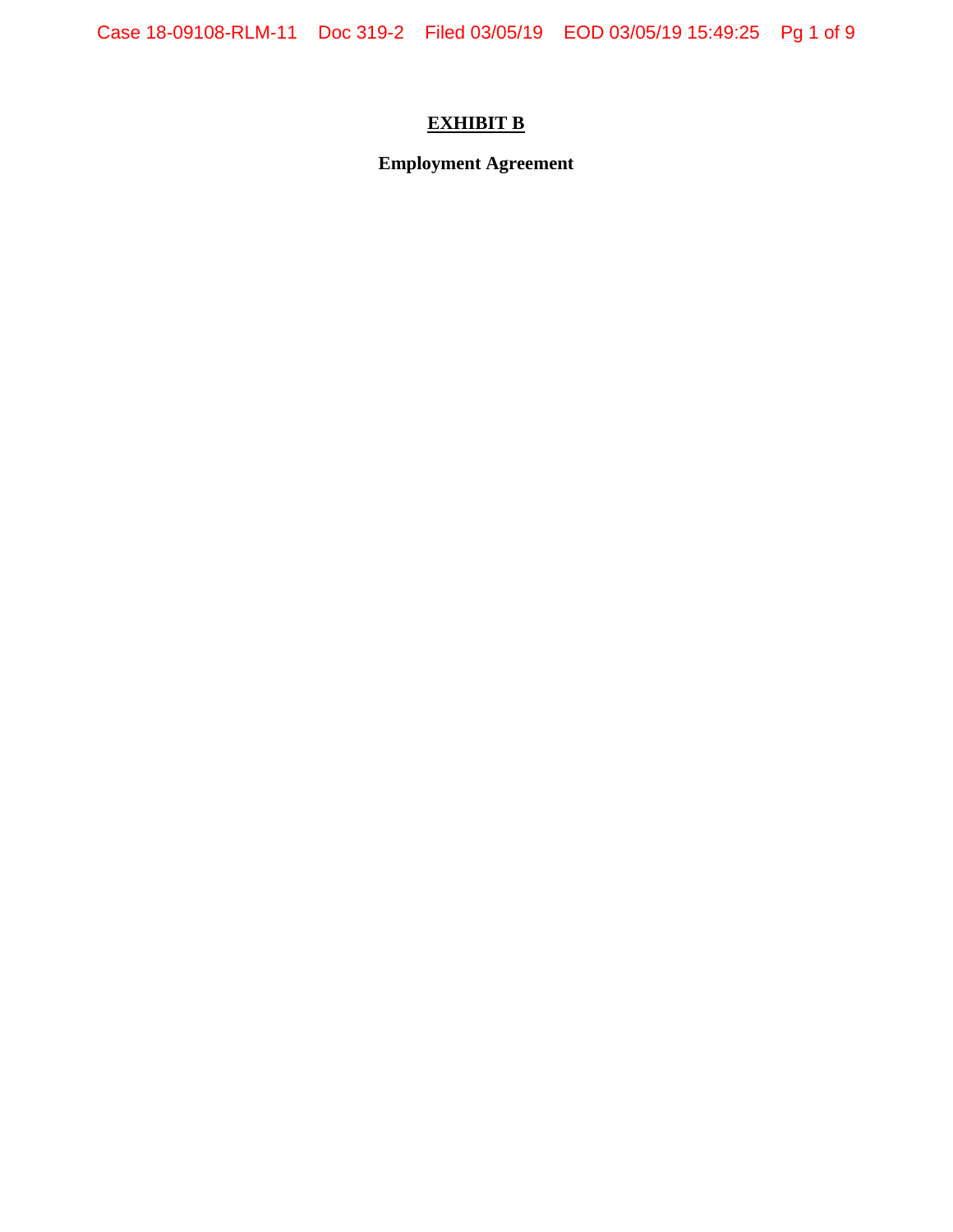# EXHIBIT B

**Employment Agreement**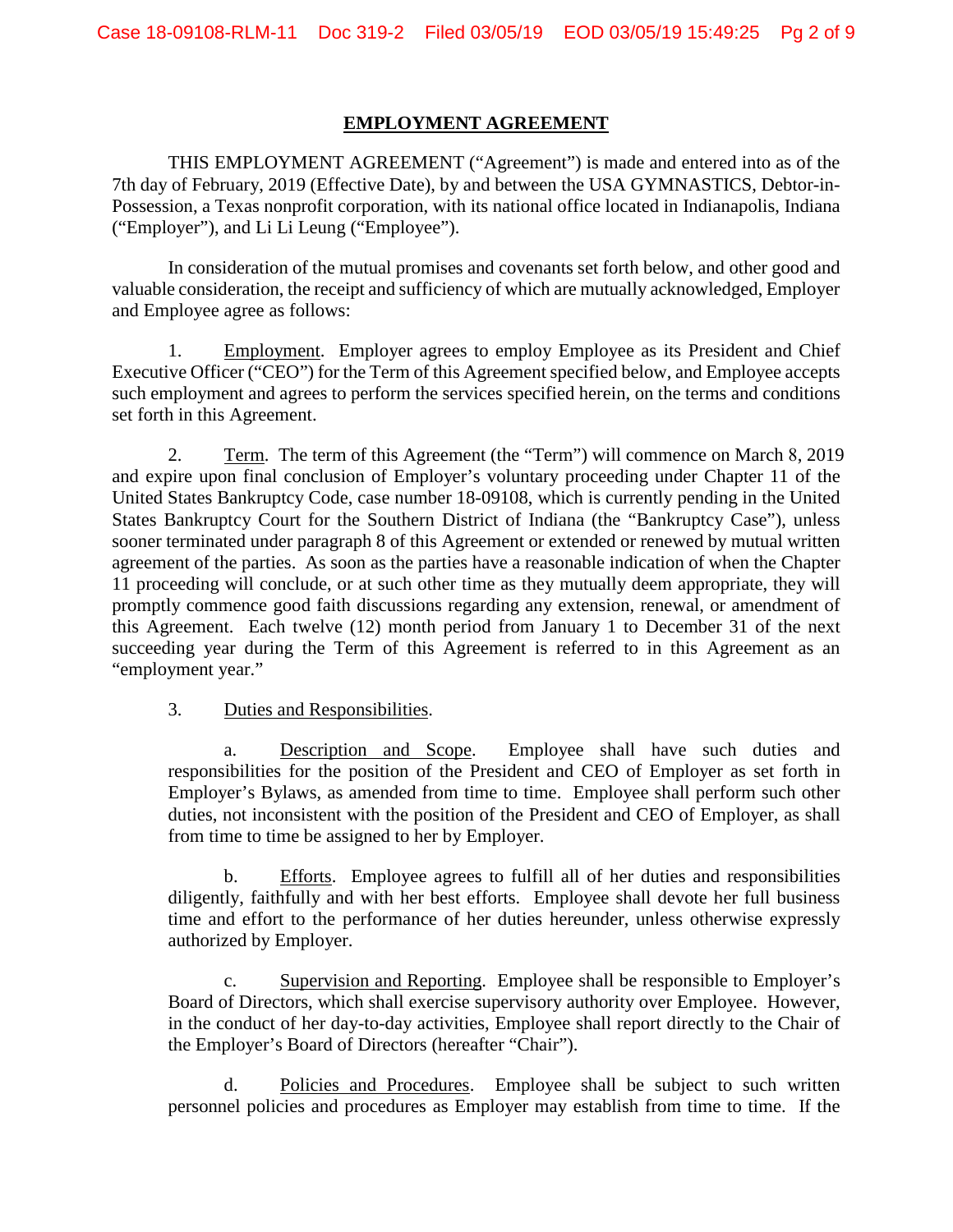## EMPLOYMENT AGREEMENT

THIS EMPLOYMENT AGREEMENT ("Agreement") is made and entered into as of the 7th day of February, 2019 (Effective Date), by and between the USA GYMNASTICS, Debtor-in-Possession, a Texas nonprofit corporation, with its national office located in Indianapolis, Indiana ("Employer"), and Li Li Leung ("Employee").

In consideration of the mutual promises and covenants set forth below, and other good and valuable consideration, the receipt and sufficiency of which are mutually acknowledged, Employer and Employee agree as follows:

1. Employment. Employer agrees to employ Employee as its President and Chief Executive Officer ("CEO") for the Term of this Agreement specified below, and Employee accepts such employment and agrees to perform the services specified herein, on the terms and conditions set forth in this Agreement.

2. Term. The term of this Agreement (the "Term") will commence on March 8, 2019 and expire upon final conclusion of Employer's voluntary proceeding under Chapter 11 of the United States Bankruptcy Code, case number 18-09108, which is currently pending in the United States Bankruptcy Court for the Southern District of Indiana (the "Bankruptcy Case"), unless sooner terminated under paragraph 8 of this Agreement or extended or renewed by mutual written agreement of the parties. As soon as the parties have a reasonable indication of when the Chapter 11 proceeding will conclude, or at such other time as they mutually deem appropriate, they will promptly commence good faith discussions regarding any extension, renewal, or amendment of this Agreement. Each twelve (12) month period from January 1 to December 31 of the next succeeding year during the Term of this Agreement is referred to in this Agreement as an "employment year."

3. Duties and Responsibilities.

a. Description and Scope. Employee shall have such duties and responsibilities for the position of the President and CEO of Employer as set forth in Employer's Bylaws, as amended from time to time. Employee shall perform such other duties, not inconsistent with the position of the President and CEO of Employer, as shall from time to time be assigned to her by Employer.

b. Efforts. Employee agrees to fulfill all of her duties and responsibilities diligently, faithfully and with her best efforts. Employee shall devote her full business time and effort to the performance of her duties hereunder, unless otherwise expressly authorized by Employer.

c. Supervision and Reporting. Employee shall be responsible to Employer's Board of Directors, which shall exercise supervisory authority over Employee. However, in the conduct of her day-to-day activities, Employee shall report directly to the Chair of the Employer's Board of Directors (hereafter "Chair").

d. Policies and Procedures. Employee shall be subject to such written personnel policies and procedures as Employer may establish from time to time. If the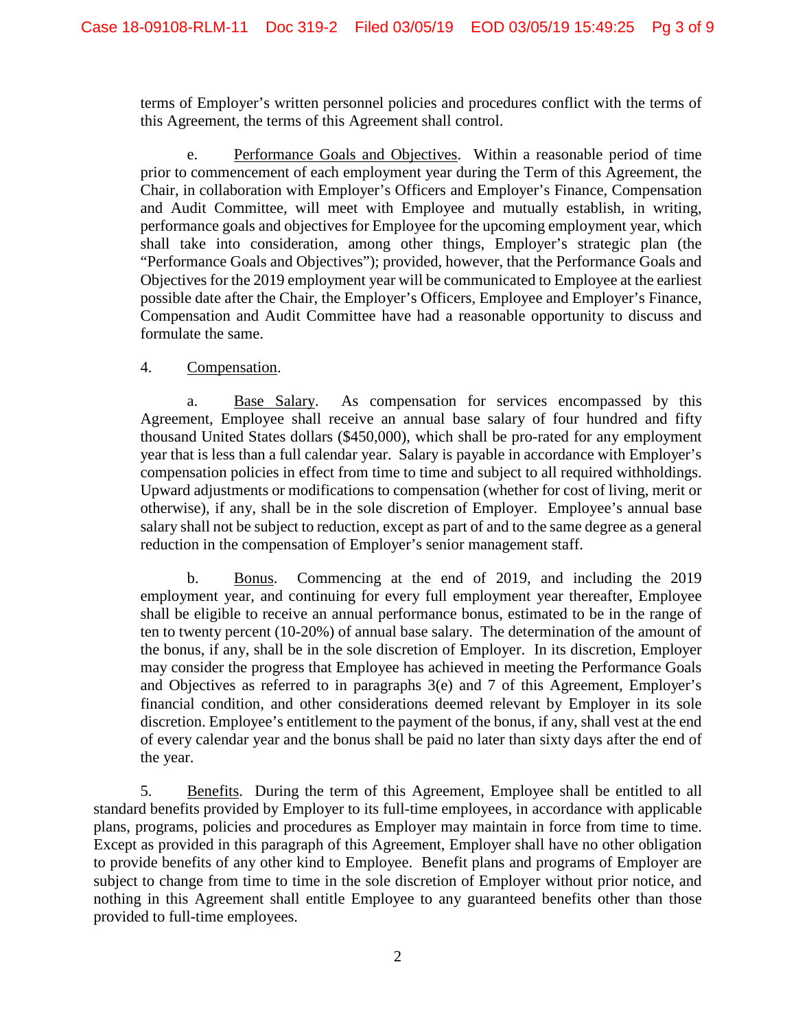terms of Employer's written personnel policies and procedures conflict with the terms of this Agreement, the terms of this Agreement shall control.

e. Performance Goals and Objectives. Within a reasonable period of time prior to commencement of each employment year during the Term of this Agreement, the Chair, in collaboration with Employer's Officers and Employer's Finance, Compensation and Audit Committee, will meet with Employee and mutually establish, in writing, performance goals and objectives for Employee for the upcoming employment year, which shall take into consideration, among other things, Employer's strategic plan (the "Performance Goals and Objectives"); provided, however, that the Performance Goals and Objectives for the 2019 employment year will be communicated to Employee at the earliest possible date after the Chair, the Employer's Officers, Employee and Employer's Finance, Compensation and Audit Committee have had a reasonable opportunity to discuss and formulate the same.

4. Compensation.

a. Base Salary. As compensation for services encompassed by this Agreement, Employee shall receive an annual base salary of four hundred and fifty thousand United States dollars ($450,000), which shall be pro-rated for any employment year that is less than a full calendar year. Salary is payable in accordance with Employer's compensation policies in effect from time to time and subject to all required withholdings. Upward adjustments or modifications to compensation (whether for cost of living, merit or otherwise), if any, shall be in the sole discretion of Employer. Employee's annual base salary shall not be subject to reduction, except as part of and to the same degree as a general reduction in the compensation of Employer's senior management staff.

b. Bonus. Commencing at the end of 2019, and including the 2019 employment year, and continuing for every full employment year thereafter, Employee shall be eligible to receive an annual performance bonus, estimated to be in the range of ten to twenty percent (10-20%) of annual base salary. The determination of the amount of the bonus, if any, shall be in the sole discretion of Employer. In its discretion, Employer may consider the progress that Employee has achieved in meeting the Performance Goals and Objectives as referred to in paragraphs 3(e) and 7 of this Agreement, Employer's financial condition, and other considerations deemed relevant by Employer in its sole discretion. Employee's entitlement to the payment of the bonus, if any, shall vest at the end of every calendar year and the bonus shall be paid no later than sixty days after the end of the year.

5. Benefits. During the term of this Agreement, Employee shall be entitled to all standard benefits provided by Employer to its full-time employees, in accordance with applicable plans, programs, policies and procedures as Employer may maintain in force from time to time. Except as provided in this paragraph of this Agreement, Employer shall have no other obligation to provide benefits of any other kind to Employee. Benefit plans and programs of Employer are subject to change from time to time in the sole discretion of Employer without prior notice, and nothing in this Agreement shall entitle Employee to any guaranteed benefits other than those provided to full-time employees.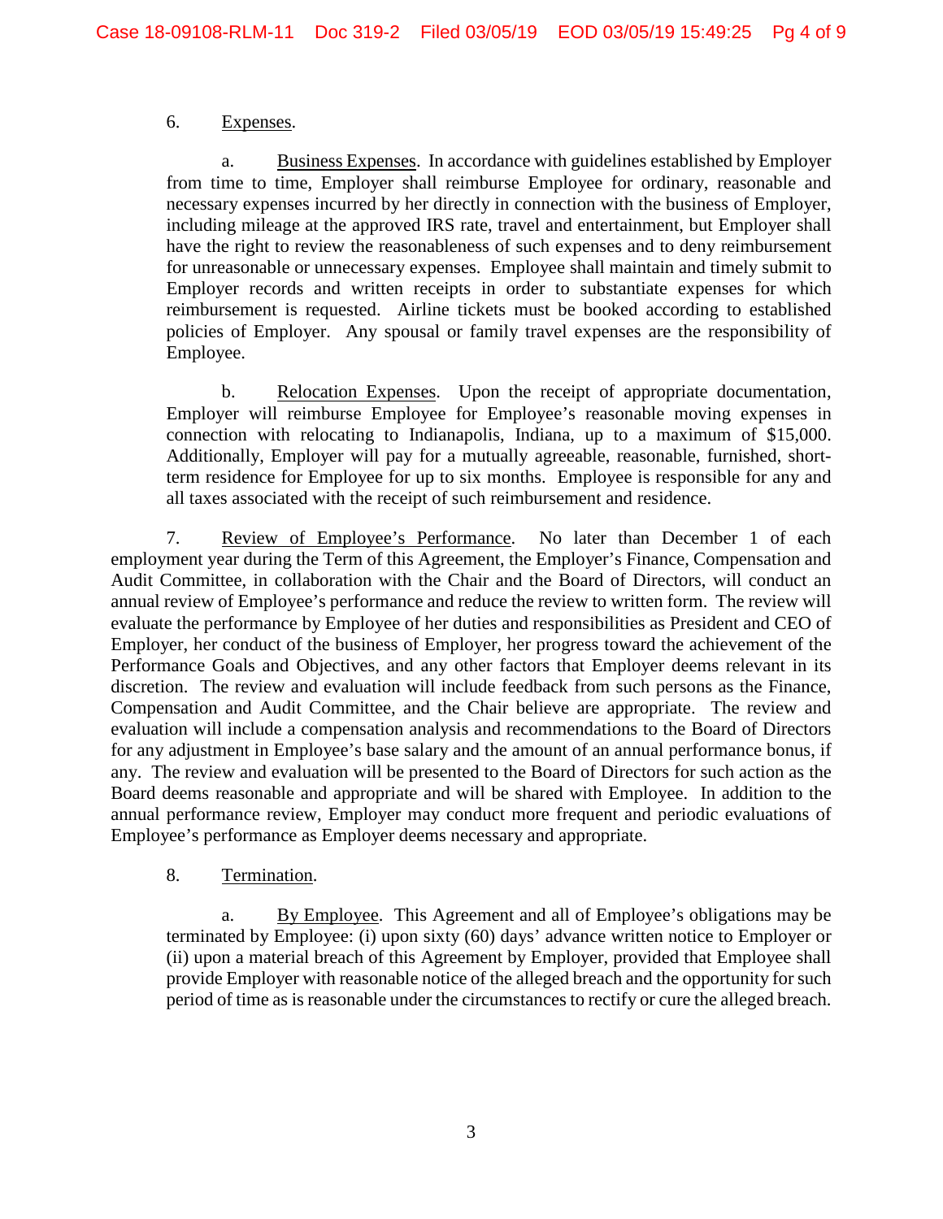6. Expenses.

a. Business Expenses. In accordance with guidelines established by Employer from time to time, Employer shall reimburse Employee for ordinary, reasonable and necessary expenses incurred by her directly in connection with the business of Employer, including mileage at the approved IRS rate, travel and entertainment, but Employer shall have the right to review the reasonableness of such expenses and to deny reimbursement for unreasonable or unnecessary expenses. Employee shall maintain and timely submit to Employer records and written receipts in order to substantiate expenses for which reimbursement is requested. Airline tickets must be booked according to established policies of Employer. Any spousal or family travel expenses are the responsibility of Employee.

b. Relocation Expenses. Upon the receipt of appropriate documentation, Employer will reimburse Employee for Employee's reasonable moving expenses in connection with relocating to Indianapolis, Indiana, up to a maximum of $15,000. Additionally, Employer will pay for a mutually agreeable, reasonable, furnished, short-term residence for Employee for up to six months. Employee is responsible for any and all taxes associated with the receipt of such reimbursement and residence.

7. Review of Employee's Performance. No later than December 1 of each employment year during the Term of this Agreement, the Employer's Finance, Compensation and Audit Committee, in collaboration with the Chair and the Board of Directors, will conduct an annual review of Employee's performance and reduce the review to written form. The review will evaluate the performance by Employee of her duties and responsibilities as President and CEO of Employer, her conduct of the business of Employer, her progress toward the achievement of the Performance Goals and Objectives, and any other factors that Employer deems relevant in its discretion. The review and evaluation will include feedback from such persons as the Finance, Compensation and Audit Committee, and the Chair believe are appropriate. The review and evaluation will include a compensation analysis and recommendations to the Board of Directors for any adjustment in Employee's base salary and the amount of an annual performance bonus, if any. The review and evaluation will be presented to the Board of Directors for such action as the Board deems reasonable and appropriate and will be shared with Employee. In addition to the annual performance review, Employer may conduct more frequent and periodic evaluations of Employee's performance as Employer deems necessary and appropriate.

8. Termination.

a. By Employee. This Agreement and all of Employee's obligations may be terminated by Employee: (i) upon sixty (60) days' advance written notice to Employer or (ii) upon a material breach of this Agreement by Employer, provided that Employee shall provide Employer with reasonable notice of the alleged breach and the opportunity for such period of time as is reasonable under the circumstances to rectify or cure the alleged breach.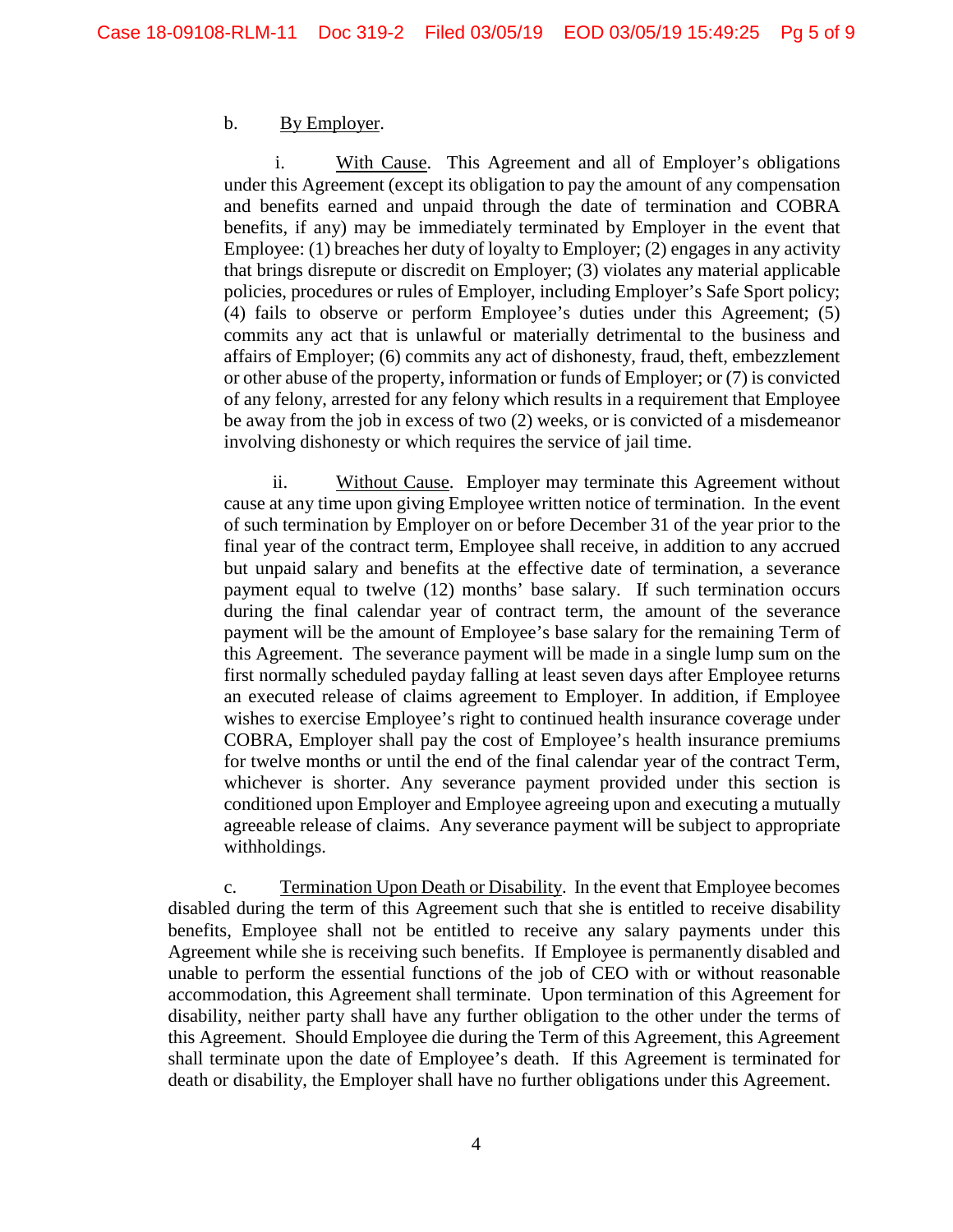b. By Employer.

i. With Cause. This Agreement and all of Employer's obligations under this Agreement (except its obligation to pay the amount of any compensation and benefits earned and unpaid through the date of termination and COBRA benefits, if any) may be immediately terminated by Employer in the event that Employee: (1) breaches her duty of loyalty to Employer; (2) engages in any activity that brings disrepute or discredit on Employer; (3) violates any material applicable policies, procedures or rules of Employer, including Employer's Safe Sport policy; (4) fails to observe or perform Employee's duties under this Agreement; (5) commits any act that is unlawful or materially detrimental to the business and affairs of Employer; (6) commits any act of dishonesty, fraud, theft, embezzlement or other abuse of the property, information or funds of Employer; or (7) is convicted of any felony, arrested for any felony which results in a requirement that Employee be away from the job in excess of two (2) weeks, or is convicted of a misdemeanor involving dishonesty or which requires the service of jail time.

ii. Without Cause. Employer may terminate this Agreement without cause at any time upon giving Employee written notice of termination. In the event of such termination by Employer on or before December 31 of the year prior to the final year of the contract term, Employee shall receive, in addition to any accrued but unpaid salary and benefits at the effective date of termination, a severance payment equal to twelve (12) months' base salary. If such termination occurs during the final calendar year of contract term, the amount of the severance payment will be the amount of Employee's base salary for the remaining Term of this Agreement. The severance payment will be made in a single lump sum on the first normally scheduled payday falling at least seven days after Employee returns an executed release of claims agreement to Employer. In addition, if Employee wishes to exercise Employee's right to continued health insurance coverage under COBRA, Employer shall pay the cost of Employee's health insurance premiums for twelve months or until the end of the final calendar year of the contract Term, whichever is shorter. Any severance payment provided under this section is conditioned upon Employer and Employee agreeing upon and executing a mutually agreeable release of claims. Any severance payment will be subject to appropriate withholdings.

c. Termination Upon Death or Disability. In the event that Employee becomes disabled during the term of this Agreement such that she is entitled to receive disability benefits, Employee shall not be entitled to receive any salary payments under this Agreement while she is receiving such benefits. If Employee is permanently disabled and unable to perform the essential functions of the job of CEO with or without reasonable accommodation, this Agreement shall terminate. Upon termination of this Agreement for disability, neither party shall have any further obligation to the other under the terms of this Agreement. Should Employee die during the Term of this Agreement, this Agreement shall terminate upon the date of Employee's death. If this Agreement is terminated for death or disability, the Employer shall have no further obligations under this Agreement.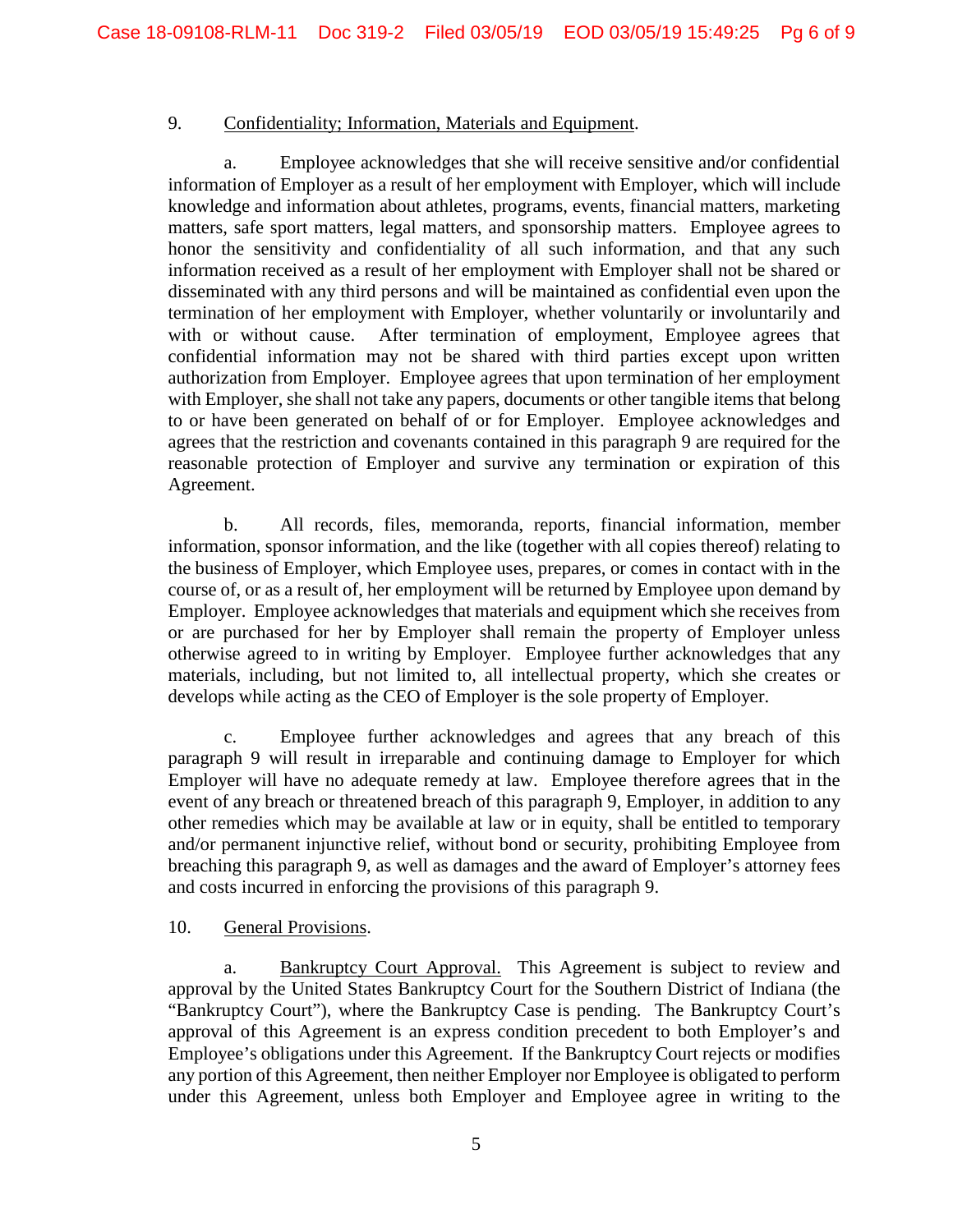9. Confidentiality; Information, Materials and Equipment.

a. Employee acknowledges that she will receive sensitive and/or confidential information of Employer as a result of her employment with Employer, which will include knowledge and information about athletes, programs, events, financial matters, marketing matters, safe sport matters, legal matters, and sponsorship matters. Employee agrees to honor the sensitivity and confidentiality of all such information, and that any such information received as a result of her employment with Employer shall not be shared or disseminated with any third persons and will be maintained as confidential even upon the termination of her employment with Employer, whether voluntarily or involuntarily and with or without cause. After termination of employment, Employee agrees that confidential information may not be shared with third parties except upon written authorization from Employer. Employee agrees that upon termination of her employment with Employer, she shall not take any papers, documents or other tangible items that belong to or have been generated on behalf of or for Employer. Employee acknowledges and agrees that the restriction and covenants contained in this paragraph 9 are required for the reasonable protection of Employer and survive any termination or expiration of this Agreement.

b. All records, files, memoranda, reports, financial information, member information, sponsor information, and the like (together with all copies thereof) relating to the business of Employer, which Employee uses, prepares, or comes in contact with in the course of, or as a result of, her employment will be returned by Employee upon demand by Employer. Employee acknowledges that materials and equipment which she receives from or are purchased for her by Employer shall remain the property of Employer unless otherwise agreed to in writing by Employer. Employee further acknowledges that any materials, including, but not limited to, all intellectual property, which she creates or develops while acting as the CEO of Employer is the sole property of Employer.

c. Employee further acknowledges and agrees that any breach of this paragraph 9 will result in irreparable and continuing damage to Employer for which Employer will have no adequate remedy at law. Employee therefore agrees that in the event of any breach or threatened breach of this paragraph 9, Employer, in addition to any other remedies which may be available at law or in equity, shall be entitled to temporary and/or permanent injunctive relief, without bond or security, prohibiting Employee from breaching this paragraph 9, as well as damages and the award of Employer's attorney fees and costs incurred in enforcing the provisions of this paragraph 9.

10. General Provisions.

a. Bankruptcy Court Approval. This Agreement is subject to review and approval by the United States Bankruptcy Court for the Southern District of Indiana (the "Bankruptcy Court"), where the Bankruptcy Case is pending. The Bankruptcy Court's approval of this Agreement is an express condition precedent to both Employer's and Employee's obligations under this Agreement. If the Bankruptcy Court rejects or modifies any portion of this Agreement, then neither Employer nor Employee is obligated to perform under this Agreement, unless both Employer and Employee agree in writing to the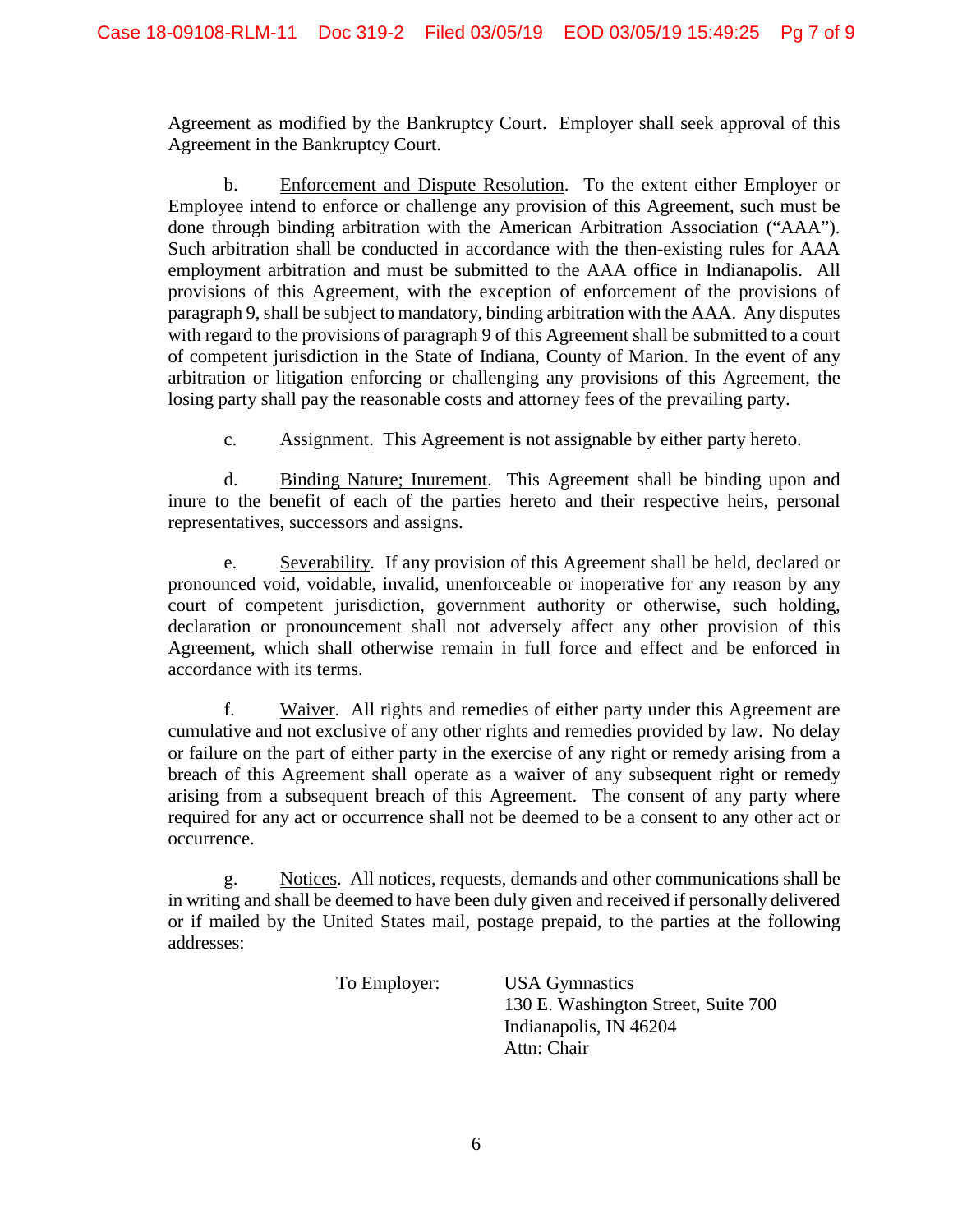Agreement as modified by the Bankruptcy Court. Employer shall seek approval of this Agreement in the Bankruptcy Court.

b. Enforcement and Dispute Resolution. To the extent either Employer or Employee intend to enforce or challenge any provision of this Agreement, such must be done through binding arbitration with the American Arbitration Association ("AAA"). Such arbitration shall be conducted in accordance with the then-existing rules for AAA employment arbitration and must be submitted to the AAA office in Indianapolis. All provisions of this Agreement, with the exception of enforcement of the provisions of paragraph 9, shall be subject to mandatory, binding arbitration with the AAA. Any disputes with regard to the provisions of paragraph 9 of this Agreement shall be submitted to a court of competent jurisdiction in the State of Indiana, County of Marion. In the event of any arbitration or litigation enforcing or challenging any provisions of this Agreement, the losing party shall pay the reasonable costs and attorney fees of the prevailing party.

c. Assignment. This Agreement is not assignable by either party hereto.

d. Binding Nature; Inurement. This Agreement shall be binding upon and inure to the benefit of each of the parties hereto and their respective heirs, personal representatives, successors and assigns.

e. Severability. If any provision of this Agreement shall be held, declared or pronounced void, voidable, invalid, unenforceable or inoperative for any reason by any court of competent jurisdiction, government authority or otherwise, such holding, declaration or pronouncement shall not adversely affect any other provision of this Agreement, which shall otherwise remain in full force and effect and be enforced in accordance with its terms.

f. Waiver. All rights and remedies of either party under this Agreement are cumulative and not exclusive of any other rights and remedies provided by law. No delay or failure on the part of either party in the exercise of any right or remedy arising from a breach of this Agreement shall operate as a waiver of any subsequent right or remedy arising from a subsequent breach of this Agreement. The consent of any party where required for any act or occurrence shall not be deemed to be a consent to any other act or occurrence.

g. Notices. All notices, requests, demands and other communications shall be in writing and shall be deemed to have been duly given and received if personally delivered or if mailed by the United States mail, postage prepaid, to the parties at the following addresses:

To Employer:

USA Gymnastics
130 E. Washington Street, Suite 700
Indianapolis, IN 46204
Attn: Chair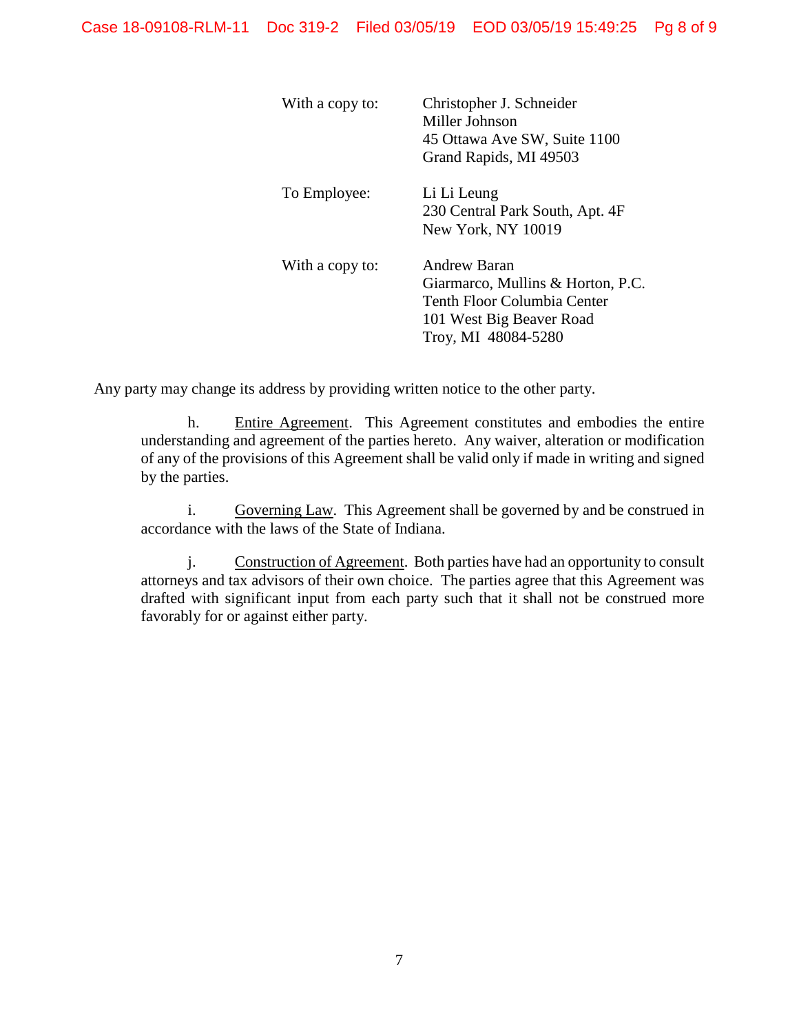| | |
|---|---|
| With a copy to: | Christopher J. Schneider<br>Miller Johnson<br>45 Ottawa Ave SW, Suite 1100<br>Grand Rapids, MI 49503 |
| To Employee: | Li Li Leung<br>230 Central Park South, Apt. 4F<br>New York, NY 10019 |
| With a copy to: | Andrew Baran<br>Giarmarco, Mullins & Horton, P.C.<br>Tenth Floor Columbia Center<br>101 West Big Beaver Road<br>Troy, MI 48084-5280 |

Any party may change its address by providing written notice to the other party.

h. Entire Agreement. This Agreement constitutes and embodies the entire understanding and agreement of the parties hereto. Any waiver, alteration or modification of any of the provisions of this Agreement shall be valid only if made in writing and signed by the parties.

i. Governing Law. This Agreement shall be governed by and be construed in accordance with the laws of the State of Indiana.

j. Construction of Agreement. Both parties have had an opportunity to consult attorneys and tax advisors of their own choice. The parties agree that this Agreement was drafted with significant input from each party such that it shall not be construed more favorably for or against either party.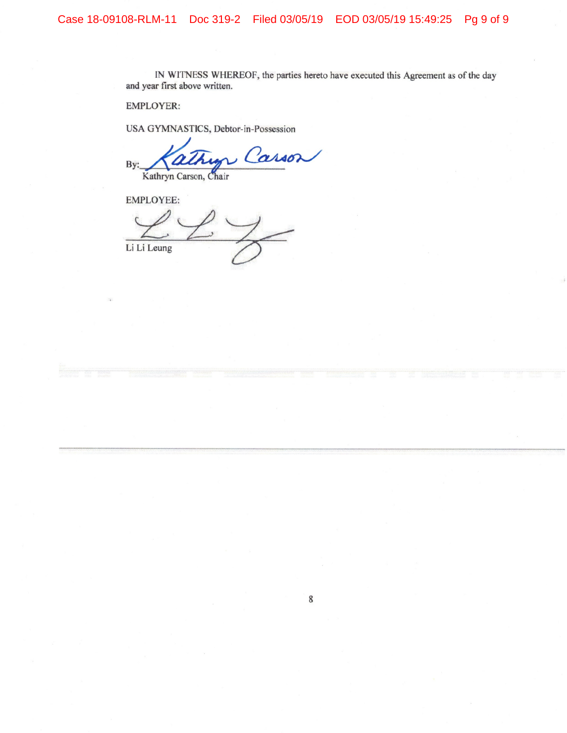IN WITNESS WHEREOF, the parties hereto have executed this Agreement as of the day and year first above written.

EMPLOYER:

USA GYMNASTICS, Debtor-in-Possession

By: Kathryn Carson
Kathryn Carson, Chair

EMPLOYEE:

Li Li Leung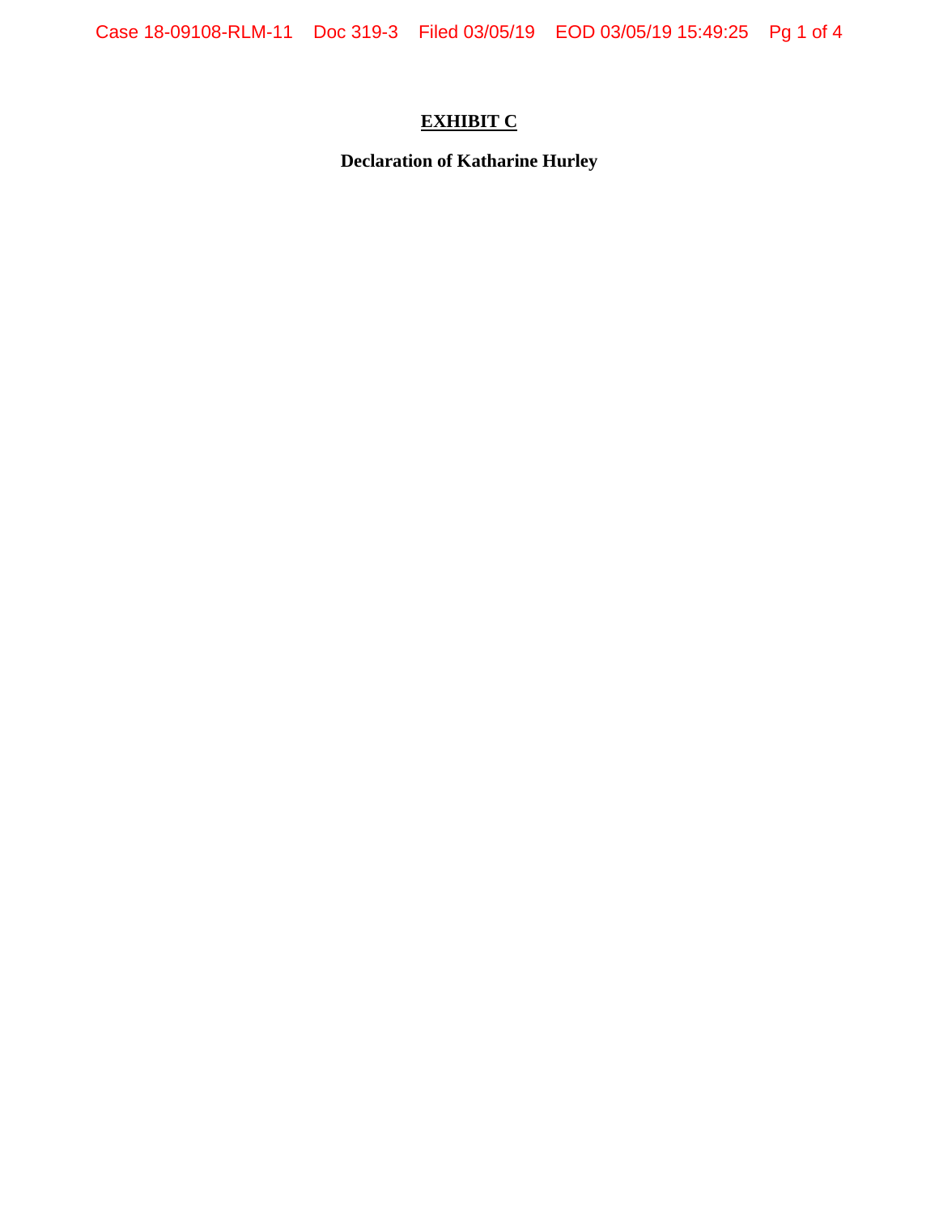**EXHIBIT C**

**Declaration of Katharine Hurley**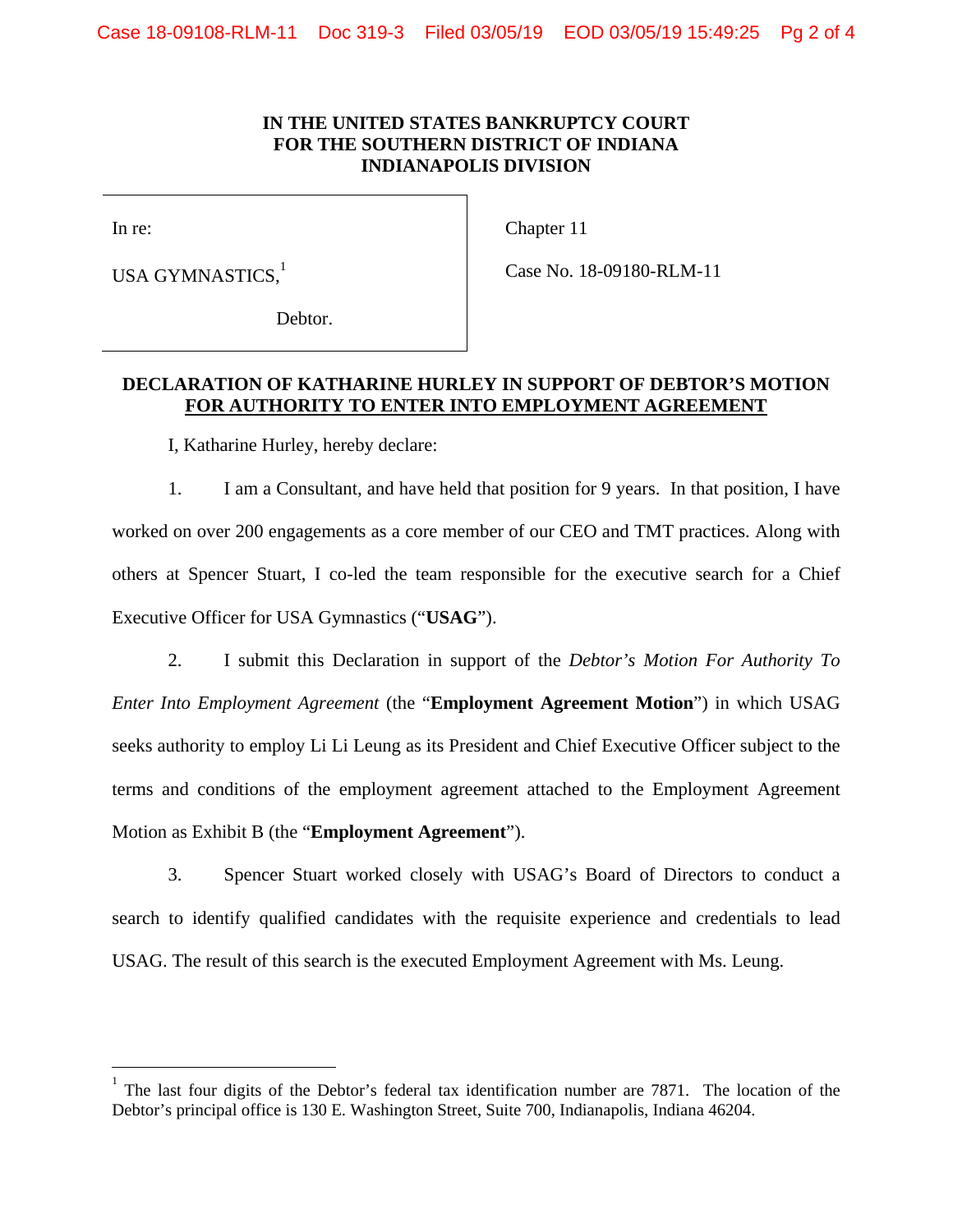**IN THE UNITED STATES BANKRUPTCY COURT**
**FOR THE SOUTHERN DISTRICT OF INDIANA**
**INDIANAPOLIS DIVISION**

| | |
|---|---|
| In re:<br><br>USA GYMNASTICS,[1]<br><br>Debtor. | Chapter 11<br><br>Case No. 18-09180-RLM-11 |

**DECLARATION OF KATHARINE HURLEY IN SUPPORT OF DEBTOR'S MOTION FOR AUTHORITY TO ENTER INTO EMPLOYMENT AGREEMENT**

I, Katharine Hurley, hereby declare:

1. I am a Consultant, and have held that position for 9 years. In that position, I have worked on over 200 engagements as a core member of our CEO and TMT practices. Along with others at Spencer Stuart, I co-led the team responsible for the executive search for a Chief Executive Officer for USA Gymnastics ("**USAG**").

2. I submit this Declaration in support of the *Debtor's Motion For Authority To Enter Into Employment Agreement* (the "**Employment Agreement Motion**") in which USAG seeks authority to employ Li Li Leung as its President and Chief Executive Officer subject to the terms and conditions of the employment agreement attached to the Employment Agreement Motion as Exhibit B (the "**Employment Agreement**").

3. Spencer Stuart worked closely with USAG's Board of Directors to conduct a search to identify qualified candidates with the requisite experience and credentials to lead USAG. The result of this search is the executed Employment Agreement with Ms. Leung.

[1] The last four digits of the Debtor's federal tax identification number are 7871. The location of the Debtor's principal office is 130 E. Washington Street, Suite 700, Indianapolis, Indiana 46204.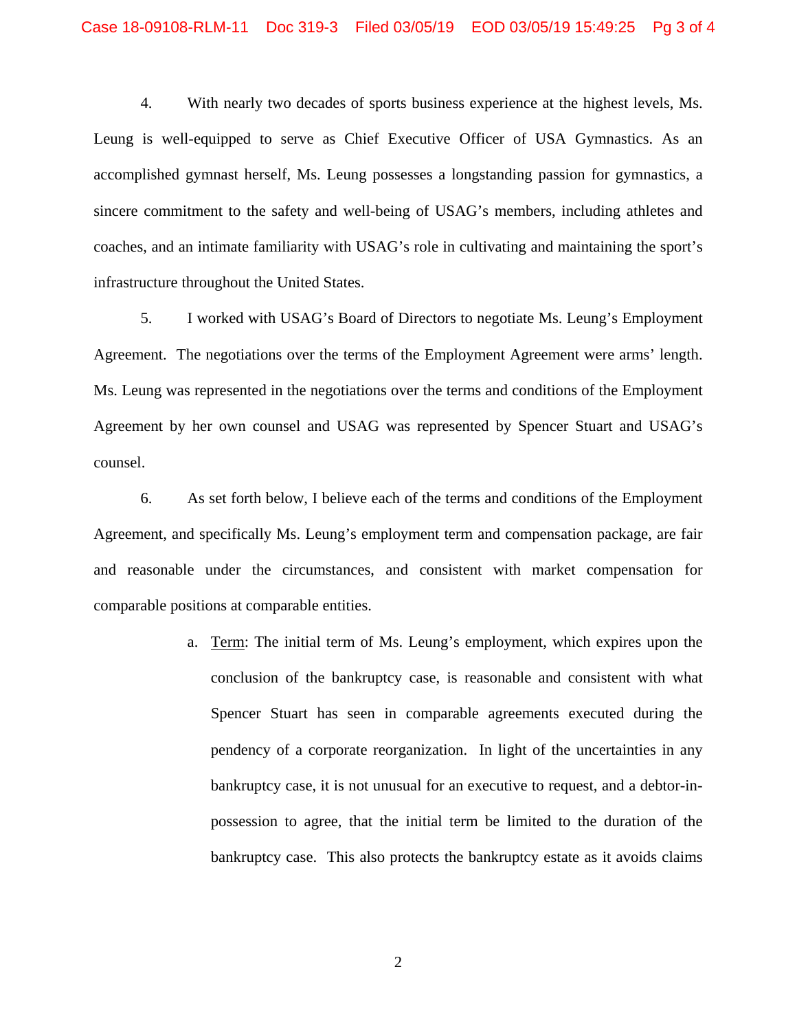4. With nearly two decades of sports business experience at the highest levels, Ms. Leung is well-equipped to serve as Chief Executive Officer of USA Gymnastics. As an accomplished gymnast herself, Ms. Leung possesses a longstanding passion for gymnastics, a sincere commitment to the safety and well-being of USAG's members, including athletes and coaches, and an intimate familiarity with USAG's role in cultivating and maintaining the sport's infrastructure throughout the United States.

5. I worked with USAG's Board of Directors to negotiate Ms. Leung's Employment Agreement. The negotiations over the terms of the Employment Agreement were arms' length. Ms. Leung was represented in the negotiations over the terms and conditions of the Employment Agreement by her own counsel and USAG was represented by Spencer Stuart and USAG's counsel.

6. As set forth below, I believe each of the terms and conditions of the Employment Agreement, and specifically Ms. Leung's employment term and compensation package, are fair and reasonable under the circumstances, and consistent with market compensation for comparable positions at comparable entities.

a. Term: The initial term of Ms. Leung's employment, which expires upon the conclusion of the bankruptcy case, is reasonable and consistent with what Spencer Stuart has seen in comparable agreements executed during the pendency of a corporate reorganization. In light of the uncertainties in any bankruptcy case, it is not unusual for an executive to request, and a debtor-in-possession to agree, that the initial term be limited to the duration of the bankruptcy case. This also protects the bankruptcy estate as it avoids claims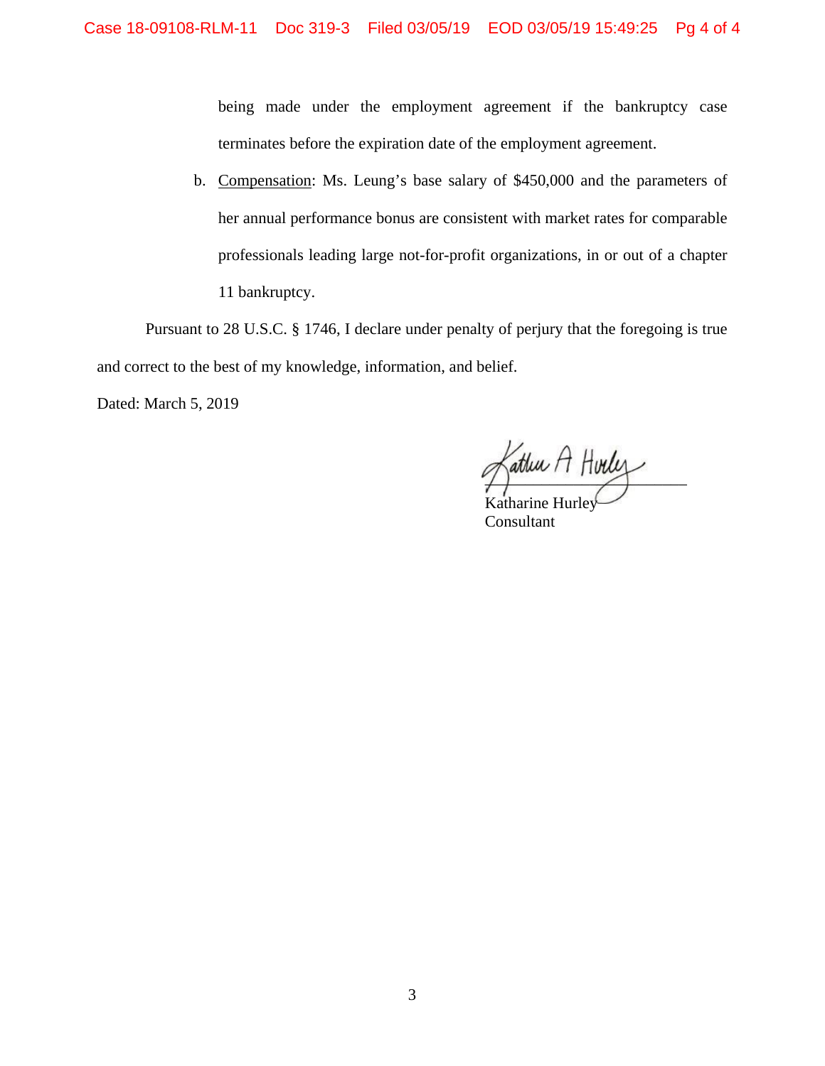being made under the employment agreement if the bankruptcy case terminates before the expiration date of the employment agreement.

b. Compensation: Ms. Leung's base salary of $450,000 and the parameters of her annual performance bonus are consistent with market rates for comparable professionals leading large not-for-profit organizations, in or out of a chapter 11 bankruptcy.

Pursuant to 28 U.S.C. § 1746, I declare under penalty of perjury that the foregoing is true and correct to the best of my knowledge, information, and belief.

Dated: March 5, 2019

Katharine Hurley
Consultant